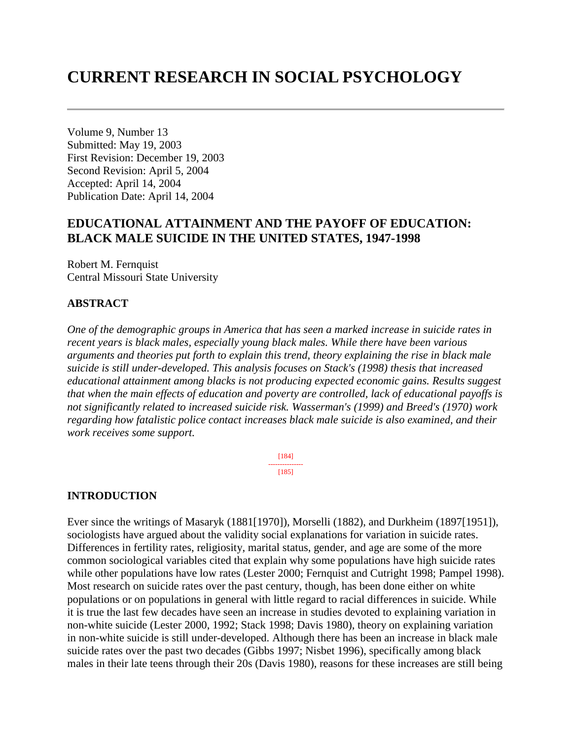# CURRENT RESEARCH IN SOCIAL PSYCHOLOGY

Volume 9, Number 13
Submitted: May 19, 2003
First Revision: December 19, 2003
Second Revision: April 5, 2004
Accepted: April 14, 2004
Publication Date: April 14, 2004

## EDUCATIONAL ATTAINMENT AND THE PAYOFF OF EDUCATION: BLACK MALE SUICIDE IN THE UNITED STATES, 1947-1998

Robert M. Fernquist
Central Missouri State University

### ABSTRACT

*One of the demographic groups in America that has seen a marked increase in suicide rates in recent years is black males, especially young black males. While there have been various arguments and theories put forth to explain this trend, theory explaining the rise in black male suicide is still under-developed. This analysis focuses on Stack's (1998) thesis that increased educational attainment among blacks is not producing expected economic gains. Results suggest that when the main effects of education and poverty are controlled, lack of educational payoffs is not significantly related to increased suicide risk. Wasserman's (1999) and Breed's (1970) work regarding how fatalistic police contact increases black male suicide is also examined, and their work receives some support.*

### INTRODUCTION

Ever since the writings of Masaryk (1881[1970]), Morselli (1882), and Durkheim (1897[1951]), sociologists have argued about the validity social explanations for variation in suicide rates. Differences in fertility rates, religiosity, marital status, gender, and age are some of the more common sociological variables cited that explain why some populations have high suicide rates while other populations have low rates (Lester 2000; Fernquist and Cutright 1998; Pampel 1998). Most research on suicide rates over the past century, though, has been done either on white populations or on populations in general with little regard to racial differences in suicide. While it is true the last few decades have seen an increase in studies devoted to explaining variation in non-white suicide (Lester 2000, 1992; Stack 1998; Davis 1980), theory on explaining variation in non-white suicide is still under-developed. Although there has been an increase in black male suicide rates over the past two decades (Gibbs 1997; Nisbet 1996), specifically among black males in their late teens through their 20s (Davis 1980), reasons for these increases are still being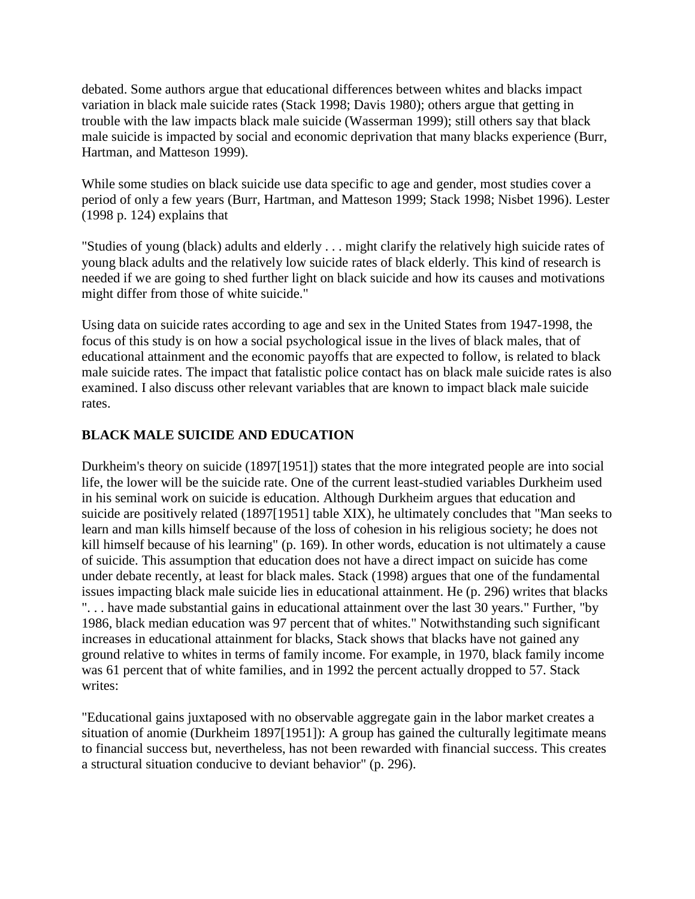debated. Some authors argue that educational differences between whites and blacks impact variation in black male suicide rates (Stack 1998; Davis 1980); others argue that getting in trouble with the law impacts black male suicide (Wasserman 1999); still others say that black male suicide is impacted by social and economic deprivation that many blacks experience (Burr, Hartman, and Matteson 1999).

While some studies on black suicide use data specific to age and gender, most studies cover a period of only a few years (Burr, Hartman, and Matteson 1999; Stack 1998; Nisbet 1996). Lester (1998 p. 124) explains that

"Studies of young (black) adults and elderly . . . might clarify the relatively high suicide rates of young black adults and the relatively low suicide rates of black elderly. This kind of research is needed if we are going to shed further light on black suicide and how its causes and motivations might differ from those of white suicide."

Using data on suicide rates according to age and sex in the United States from 1947-1998, the focus of this study is on how a social psychological issue in the lives of black males, that of educational attainment and the economic payoffs that are expected to follow, is related to black male suicide rates. The impact that fatalistic police contact has on black male suicide rates is also examined. I also discuss other relevant variables that are known to impact black male suicide rates.

## BLACK MALE SUICIDE AND EDUCATION

Durkheim's theory on suicide (1897[1951]) states that the more integrated people are into social life, the lower will be the suicide rate. One of the current least-studied variables Durkheim used in his seminal work on suicide is education. Although Durkheim argues that education and suicide are positively related (1897[1951] table XIX), he ultimately concludes that "Man seeks to learn and man kills himself because of the loss of cohesion in his religious society; he does not kill himself because of his learning" (p. 169). In other words, education is not ultimately a cause of suicide. This assumption that education does not have a direct impact on suicide has come under debate recently, at least for black males. Stack (1998) argues that one of the fundamental issues impacting black male suicide lies in educational attainment. He (p. 296) writes that blacks ". . . have made substantial gains in educational attainment over the last 30 years." Further, "by 1986, black median education was 97 percent that of whites." Notwithstanding such significant increases in educational attainment for blacks, Stack shows that blacks have not gained any ground relative to whites in terms of family income. For example, in 1970, black family income was 61 percent that of white families, and in 1992 the percent actually dropped to 57. Stack writes:

"Educational gains juxtaposed with no observable aggregate gain in the labor market creates a situation of anomie (Durkheim 1897[1951]): A group has gained the culturally legitimate means to financial success but, nevertheless, has not been rewarded with financial success. This creates a structural situation conducive to deviant behavior" (p. 296).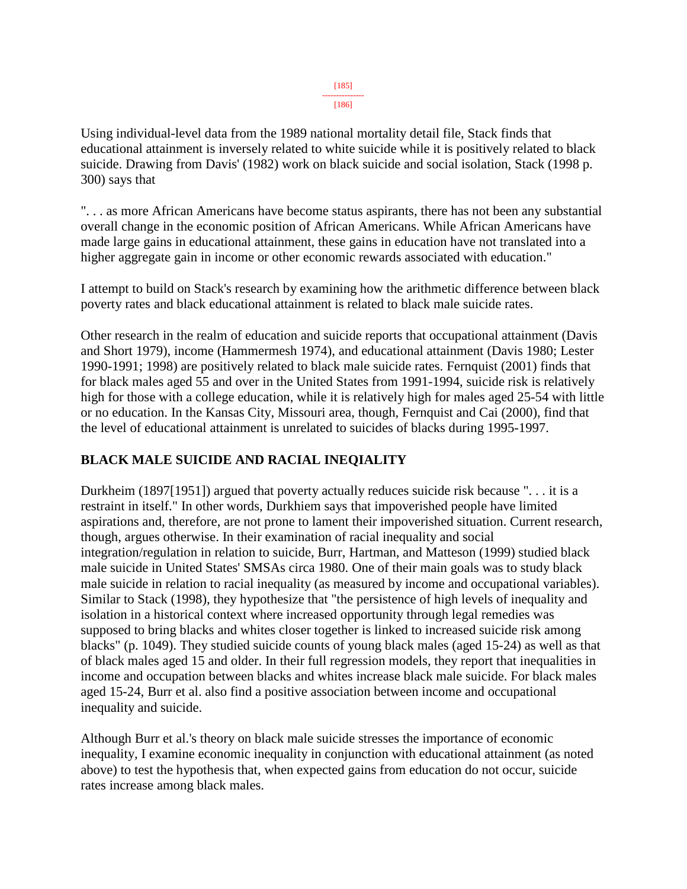Using individual-level data from the 1989 national mortality detail file, Stack finds that educational attainment is inversely related to white suicide while it is positively related to black suicide. Drawing from Davis' (1982) work on black suicide and social isolation, Stack (1998 p. 300) says that

". . . as more African Americans have become status aspirants, there has not been any substantial overall change in the economic position of African Americans. While African Americans have made large gains in educational attainment, these gains in education have not translated into a higher aggregate gain in income or other economic rewards associated with education."

I attempt to build on Stack's research by examining how the arithmetic difference between black poverty rates and black educational attainment is related to black male suicide rates.

Other research in the realm of education and suicide reports that occupational attainment (Davis and Short 1979), income (Hammermesh 1974), and educational attainment (Davis 1980; Lester 1990-1991; 1998) are positively related to black male suicide rates. Fernquist (2001) finds that for black males aged 55 and over in the United States from 1991-1994, suicide risk is relatively high for those with a college education, while it is relatively high for males aged 25-54 with little or no education. In the Kansas City, Missouri area, though, Fernquist and Cai (2000), find that the level of educational attainment is unrelated to suicides of blacks during 1995-1997.

## BLACK MALE SUICIDE AND RACIAL INEQIALITY

Durkheim (1897[1951]) argued that poverty actually reduces suicide risk because ". . . it is a restraint in itself." In other words, Durkhiem says that impoverished people have limited aspirations and, therefore, are not prone to lament their impoverished situation. Current research, though, argues otherwise. In their examination of racial inequality and social integration/regulation in relation to suicide, Burr, Hartman, and Matteson (1999) studied black male suicide in United States' SMSAs circa 1980. One of their main goals was to study black male suicide in relation to racial inequality (as measured by income and occupational variables). Similar to Stack (1998), they hypothesize that "the persistence of high levels of inequality and isolation in a historical context where increased opportunity through legal remedies was supposed to bring blacks and whites closer together is linked to increased suicide risk among blacks" (p. 1049). They studied suicide counts of young black males (aged 15-24) as well as that of black males aged 15 and older. In their full regression models, they report that inequalities in income and occupation between blacks and whites increase black male suicide. For black males aged 15-24, Burr et al. also find a positive association between income and occupational inequality and suicide.

Although Burr et al.'s theory on black male suicide stresses the importance of economic inequality, I examine economic inequality in conjunction with educational attainment (as noted above) to test the hypothesis that, when expected gains from education do not occur, suicide rates increase among black males.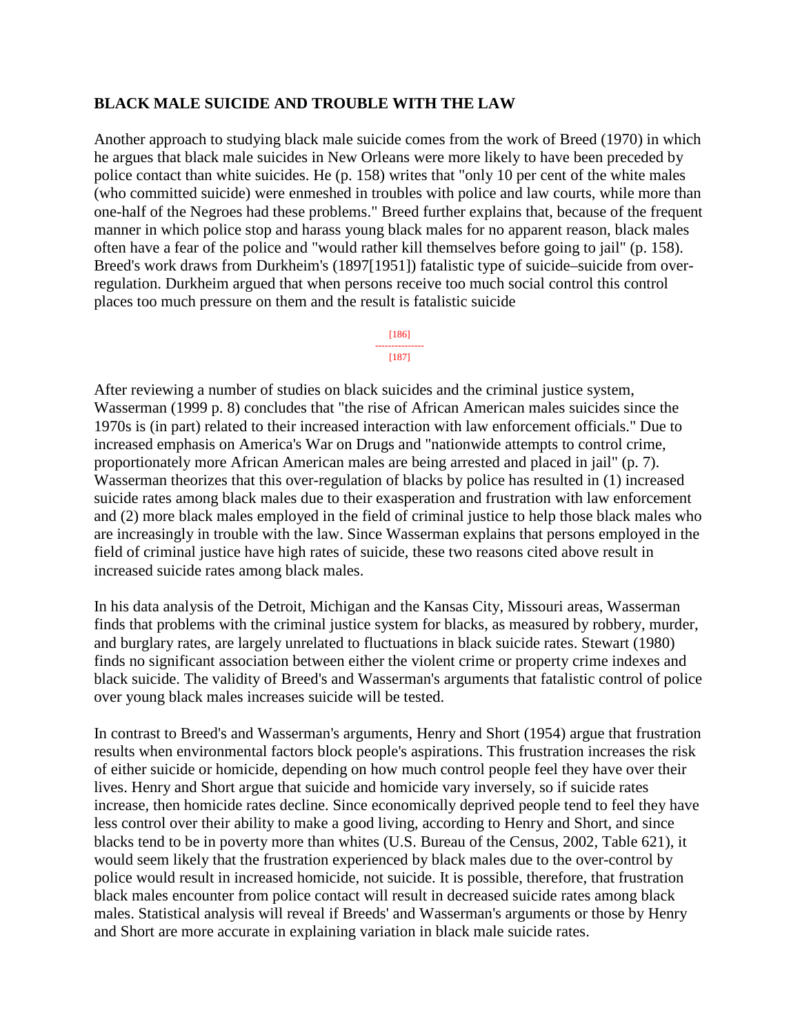## BLACK MALE SUICIDE AND TROUBLE WITH THE LAW

Another approach to studying black male suicide comes from the work of Breed (1970) in which he argues that black male suicides in New Orleans were more likely to have been preceded by police contact than white suicides. He (p. 158) writes that "only 10 per cent of the white males (who committed suicide) were enmeshed in troubles with police and law courts, while more than one-half of the Negroes had these problems." Breed further explains that, because of the frequent manner in which police stop and harass young black males for no apparent reason, black males often have a fear of the police and "would rather kill themselves before going to jail" (p. 158). Breed's work draws from Durkheim's (1897[1951]) fatalistic type of suicide–suicide from over-regulation. Durkheim argued that when persons receive too much social control this control places too much pressure on them and the result is fatalistic suicide

After reviewing a number of studies on black suicides and the criminal justice system, Wasserman (1999 p. 8) concludes that "the rise of African American males suicides since the 1970s is (in part) related to their increased interaction with law enforcement officials." Due to increased emphasis on America's War on Drugs and "nationwide attempts to control crime, proportionately more African American males are being arrested and placed in jail" (p. 7). Wasserman theorizes that this over-regulation of blacks by police has resulted in (1) increased suicide rates among black males due to their exasperation and frustration with law enforcement and (2) more black males employed in the field of criminal justice to help those black males who are increasingly in trouble with the law. Since Wasserman explains that persons employed in the field of criminal justice have high rates of suicide, these two reasons cited above result in increased suicide rates among black males.

In his data analysis of the Detroit, Michigan and the Kansas City, Missouri areas, Wasserman finds that problems with the criminal justice system for blacks, as measured by robbery, murder, and burglary rates, are largely unrelated to fluctuations in black suicide rates. Stewart (1980) finds no significant association between either the violent crime or property crime indexes and black suicide. The validity of Breed's and Wasserman's arguments that fatalistic control of police over young black males increases suicide will be tested.

In contrast to Breed's and Wasserman's arguments, Henry and Short (1954) argue that frustration results when environmental factors block people's aspirations. This frustration increases the risk of either suicide or homicide, depending on how much control people feel they have over their lives. Henry and Short argue that suicide and homicide vary inversely, so if suicide rates increase, then homicide rates decline. Since economically deprived people tend to feel they have less control over their ability to make a good living, according to Henry and Short, and since blacks tend to be in poverty more than whites (U.S. Bureau of the Census, 2002, Table 621), it would seem likely that the frustration experienced by black males due to the over-control by police would result in increased homicide, not suicide. It is possible, therefore, that frustration black males encounter from police contact will result in decreased suicide rates among black males. Statistical analysis will reveal if Breeds' and Wasserman's arguments or those by Henry and Short are more accurate in explaining variation in black male suicide rates.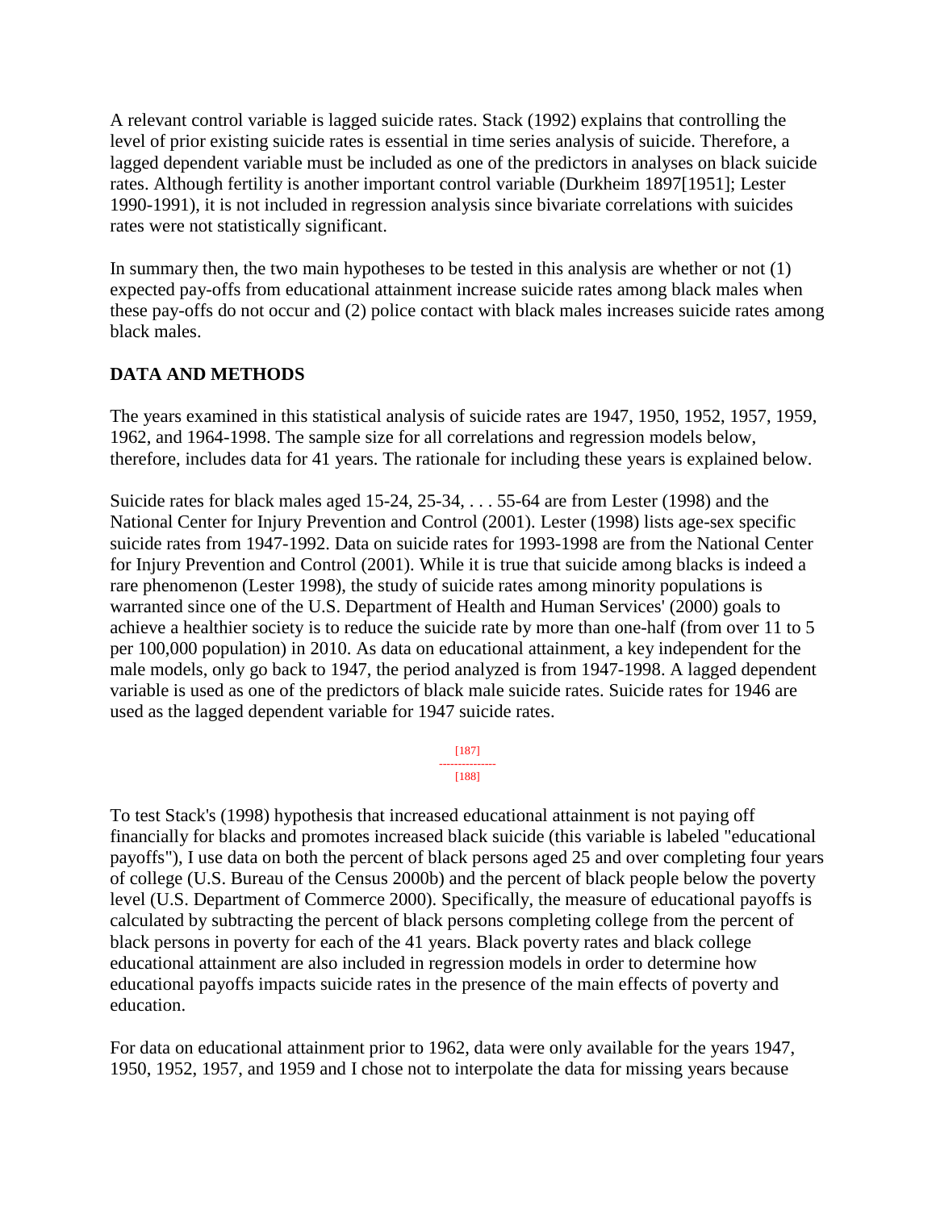A relevant control variable is lagged suicide rates. Stack (1992) explains that controlling the level of prior existing suicide rates is essential in time series analysis of suicide. Therefore, a lagged dependent variable must be included as one of the predictors in analyses on black suicide rates. Although fertility is another important control variable (Durkheim 1897[1951]; Lester 1990-1991), it is not included in regression analysis since bivariate correlations with suicides rates were not statistically significant.

In summary then, the two main hypotheses to be tested in this analysis are whether or not (1) expected pay-offs from educational attainment increase suicide rates among black males when these pay-offs do not occur and (2) police contact with black males increases suicide rates among black males.

## DATA AND METHODS

The years examined in this statistical analysis of suicide rates are 1947, 1950, 1952, 1957, 1959, 1962, and 1964-1998. The sample size for all correlations and regression models below, therefore, includes data for 41 years. The rationale for including these years is explained below.

Suicide rates for black males aged 15-24, 25-34, . . . 55-64 are from Lester (1998) and the National Center for Injury Prevention and Control (2001). Lester (1998) lists age-sex specific suicide rates from 1947-1992. Data on suicide rates for 1993-1998 are from the National Center for Injury Prevention and Control (2001). While it is true that suicide among blacks is indeed a rare phenomenon (Lester 1998), the study of suicide rates among minority populations is warranted since one of the U.S. Department of Health and Human Services' (2000) goals to achieve a healthier society is to reduce the suicide rate by more than one-half (from over 11 to 5 per 100,000 population) in 2010. As data on educational attainment, a key independent for the male models, only go back to 1947, the period analyzed is from 1947-1998. A lagged dependent variable is used as one of the predictors of black male suicide rates. Suicide rates for 1946 are used as the lagged dependent variable for 1947 suicide rates.

To test Stack's (1998) hypothesis that increased educational attainment is not paying off financially for blacks and promotes increased black suicide (this variable is labeled "educational payoffs"), I use data on both the percent of black persons aged 25 and over completing four years of college (U.S. Bureau of the Census 2000b) and the percent of black people below the poverty level (U.S. Department of Commerce 2000). Specifically, the measure of educational payoffs is calculated by subtracting the percent of black persons completing college from the percent of black persons in poverty for each of the 41 years. Black poverty rates and black college educational attainment are also included in regression models in order to determine how educational payoffs impacts suicide rates in the presence of the main effects of poverty and education.

For data on educational attainment prior to 1962, data were only available for the years 1947, 1950, 1952, 1957, and 1959 and I chose not to interpolate the data for missing years because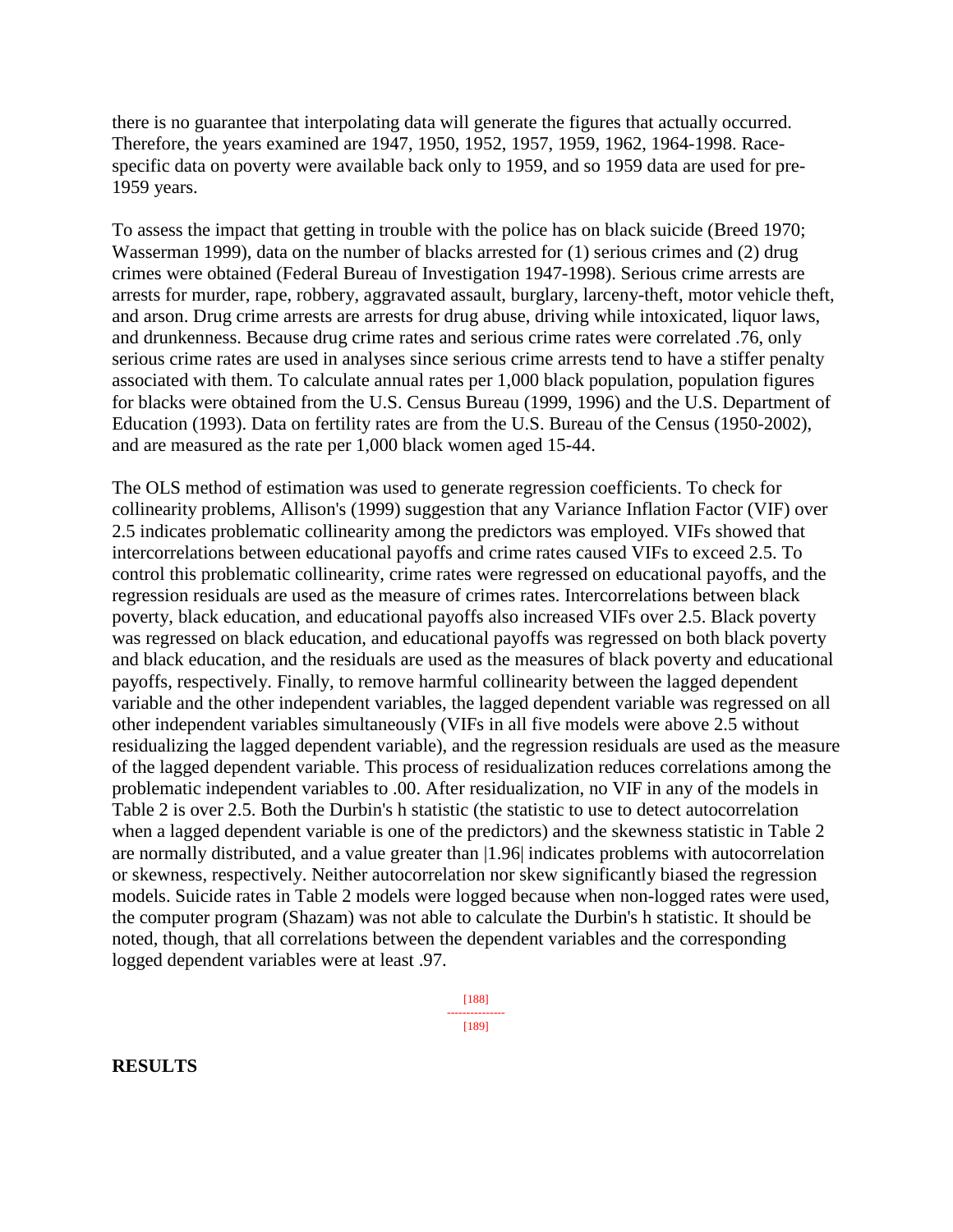there is no guarantee that interpolating data will generate the figures that actually occurred. Therefore, the years examined are 1947, 1950, 1952, 1957, 1959, 1962, 1964-1998. Race-specific data on poverty were available back only to 1959, and so 1959 data are used for pre-1959 years.

To assess the impact that getting in trouble with the police has on black suicide (Breed 1970; Wasserman 1999), data on the number of blacks arrested for (1) serious crimes and (2) drug crimes were obtained (Federal Bureau of Investigation 1947-1998). Serious crime arrests are arrests for murder, rape, robbery, aggravated assault, burglary, larceny-theft, motor vehicle theft, and arson. Drug crime arrests are arrests for drug abuse, driving while intoxicated, liquor laws, and drunkenness. Because drug crime rates and serious crime rates were correlated .76, only serious crime rates are used in analyses since serious crime arrests tend to have a stiffer penalty associated with them. To calculate annual rates per 1,000 black population, population figures for blacks were obtained from the U.S. Census Bureau (1999, 1996) and the U.S. Department of Education (1993). Data on fertility rates are from the U.S. Bureau of the Census (1950-2002), and are measured as the rate per 1,000 black women aged 15-44.

The OLS method of estimation was used to generate regression coefficients. To check for collinearity problems, Allison's (1999) suggestion that any Variance Inflation Factor (VIF) over 2.5 indicates problematic collinearity among the predictors was employed. VIFs showed that intercorrelations between educational payoffs and crime rates caused VIFs to exceed 2.5. To control this problematic collinearity, crime rates were regressed on educational payoffs, and the regression residuals are used as the measure of crimes rates. Intercorrelations between black poverty, black education, and educational payoffs also increased VIFs over 2.5. Black poverty was regressed on black education, and educational payoffs was regressed on both black poverty and black education, and the residuals are used as the measures of black poverty and educational payoffs, respectively. Finally, to remove harmful collinearity between the lagged dependent variable and the other independent variables, the lagged dependent variable was regressed on all other independent variables simultaneously (VIFs in all five models were above 2.5 without residualizing the lagged dependent variable), and the regression residuals are used as the measure of the lagged dependent variable. This process of residualization reduces correlations among the problematic independent variables to .00. After residualization, no VIF in any of the models in Table 2 is over 2.5. Both the Durbin's h statistic (the statistic to use to detect autocorrelation when a lagged dependent variable is one of the predictors) and the skewness statistic in Table 2 are normally distributed, and a value greater than $|1.96|$ indicates problems with autocorrelation or skewness, respectively. Neither autocorrelation nor skew significantly biased the regression models. Suicide rates in Table 2 models were logged because when non-logged rates were used, the computer program (Shazam) was not able to calculate the Durbin's h statistic. It should be noted, though, that all correlations between the dependent variables and the corresponding logged dependent variables were at least .97.

## RESULTS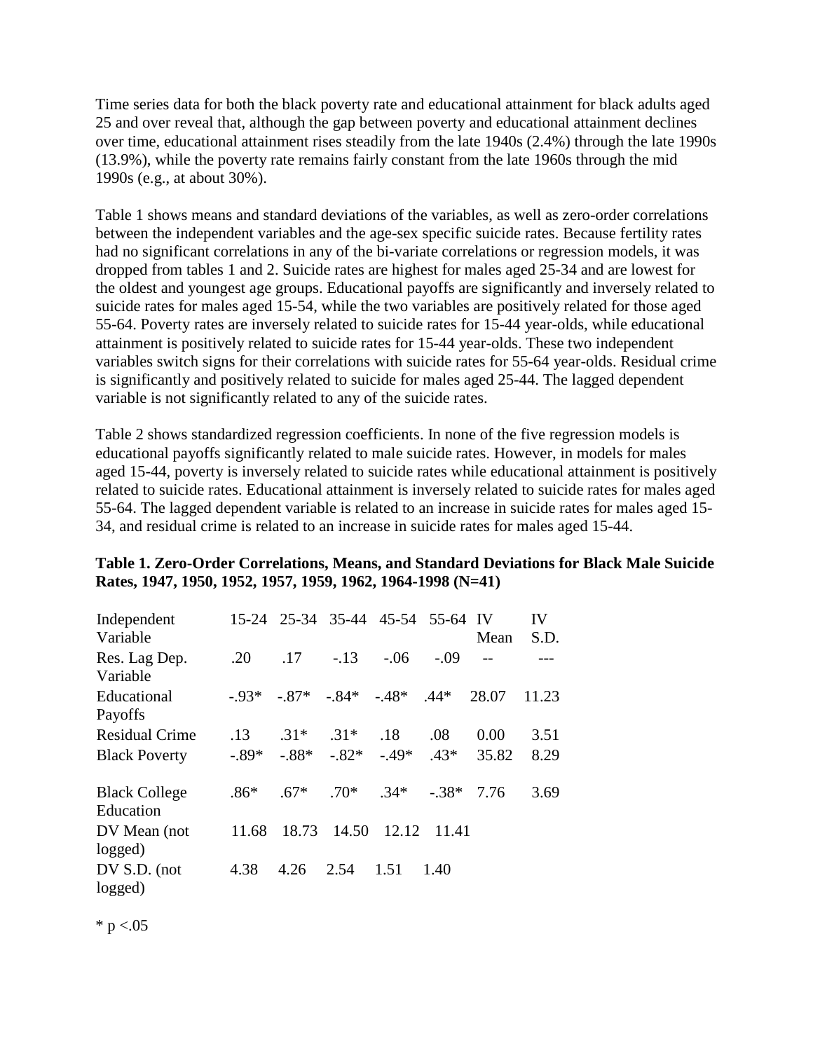Time series data for both the black poverty rate and educational attainment for black adults aged 25 and over reveal that, although the gap between poverty and educational attainment declines over time, educational attainment rises steadily from the late 1940s (2.4%) through the late 1990s (13.9%), while the poverty rate remains fairly constant from the late 1960s through the mid 1990s (e.g., at about 30%).

Table 1 shows means and standard deviations of the variables, as well as zero-order correlations between the independent variables and the age-sex specific suicide rates. Because fertility rates had no significant correlations in any of the bi-variate correlations or regression models, it was dropped from tables 1 and 2. Suicide rates are highest for males aged 25-34 and are lowest for the oldest and youngest age groups. Educational payoffs are significantly and inversely related to suicide rates for males aged 15-54, while the two variables are positively related for those aged 55-64. Poverty rates are inversely related to suicide rates for 15-44 year-olds, while educational attainment is positively related to suicide rates for 15-44 year-olds. These two independent variables switch signs for their correlations with suicide rates for 55-64 year-olds. Residual crime is significantly and positively related to suicide for males aged 25-44. The lagged dependent variable is not significantly related to any of the suicide rates.

Table 2 shows standardized regression coefficients. In none of the five regression models is educational payoffs significantly related to male suicide rates. However, in models for males aged 15-44, poverty is inversely related to suicide rates while educational attainment is positively related to suicide rates. Educational attainment is inversely related to suicide rates for males aged 55-64. The lagged dependent variable is related to an increase in suicide rates for males aged 15-34, and residual crime is related to an increase in suicide rates for males aged 15-44.

**Table 1. Zero-Order Correlations, Means, and Standard Deviations for Black Male Suicide Rates, 1947, 1950, 1952, 1957, 1959, 1962, 1964-1998 (N=41)**

| Independent Variable | 15-24 | 25-34 | 35-44 | 45-54 | 55-64 | IV Mean | IV S.D. |
|---|---|---|---|---|---|---|---|
| Res. Lag Dep. Variable | .20 | .17 | -.13 | -.06 | -.09 | -- | --- |
| Educational Payoffs | -.93* | -.87* | -.84* | -.48* | .44* | 28.07 | 11.23 |
| Residual Crime | .13 | .31* | .31* | .18 | .08 | 0.00 | 3.51 |
| Black Poverty | -.89* | -.88* | -.82* | -.49* | .43* | 35.82 | 8.29 |
| Black College Education | .86* | .67* | .70* | .34* | -.38* | 7.76 | 3.69 |
| DV Mean (not logged) | 11.68 | 18.73 | 14.50 | 12.12 | 11.41 | | |
| DV S.D. (not logged) | 4.38 | 4.26 | 2.54 | 1.51 | 1.40 | | |

* p <.05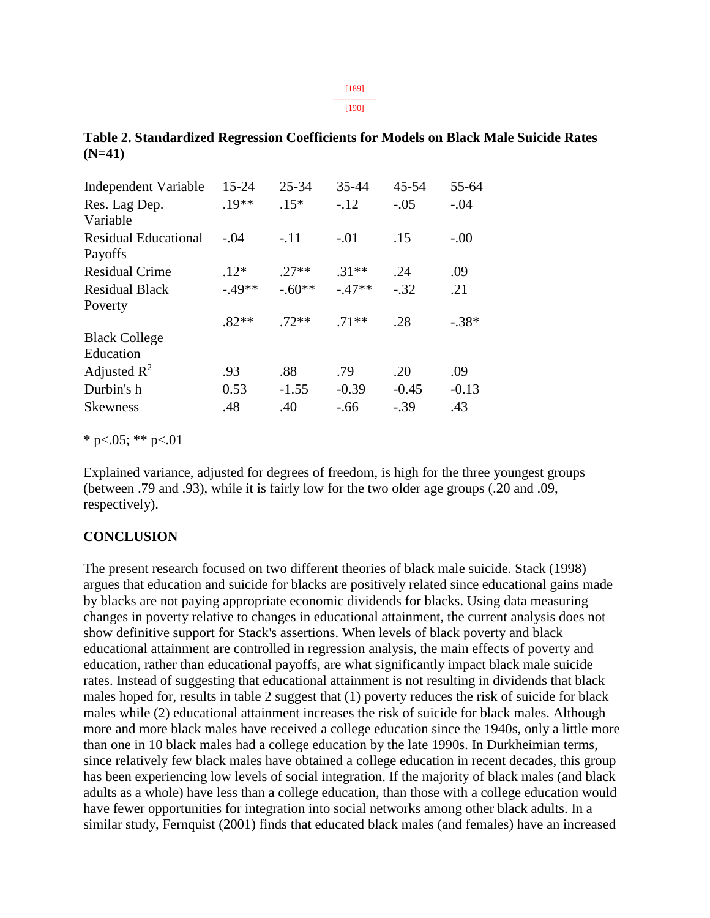**Table 2. Standardized Regression Coefficients for Models on Black Male Suicide Rates (N=41)**

| Independent Variable | 15-24 | 25-34 | 35-44 | 45-54 | 55-64 |
|---|---|---|---|---|---|
| Res. Lag Dep. Variable | .19** | .15* | -.12 | -.05 | -.04 |
| Residual Educational Payoffs | -.04 | -.11 | -.01 | .15 | -.00 |
| Residual Crime | .12* | .27** | .31** | .24 | .09 |
| Residual Black Poverty | -.49** | -.60** | -.47** | -.32 | .21 |
| Black College Education | .82** | .72** | .71** | .28 | -.38* |
| Adjusted $R^2$ | .93 | .88 | .79 | .20 | .09 |
| Durbin's h | 0.53 | -1.55 | -0.39 | -0.45 | -0.13 |
| Skewness | .48 | .40 | -.66 | -.39 | .43 |

* p<.05; ** p<.01

Explained variance, adjusted for degrees of freedom, is high for the three youngest groups (between .79 and .93), while it is fairly low for the two older age groups (.20 and .09, respectively).

## CONCLUSION

The present research focused on two different theories of black male suicide. Stack (1998) argues that education and suicide for blacks are positively related since educational gains made by blacks are not paying appropriate economic dividends for blacks. Using data measuring changes in poverty relative to changes in educational attainment, the current analysis does not show definitive support for Stack's assertions. When levels of black poverty and black educational attainment are controlled in regression analysis, the main effects of poverty and education, rather than educational payoffs, are what significantly impact black male suicide rates. Instead of suggesting that educational attainment is not resulting in dividends that black males hoped for, results in table 2 suggest that (1) poverty reduces the risk of suicide for black males while (2) educational attainment increases the risk of suicide for black males. Although more and more black males have received a college education since the 1940s, only a little more than one in 10 black males had a college education by the late 1990s. In Durkheimian terms, since relatively few black males have obtained a college education in recent decades, this group has been experiencing low levels of social integration. If the majority of black males (and black adults as a whole) have less than a college education, than those with a college education would have fewer opportunities for integration into social networks among other black adults. In a similar study, Fernquist (2001) finds that educated black males (and females) have an increased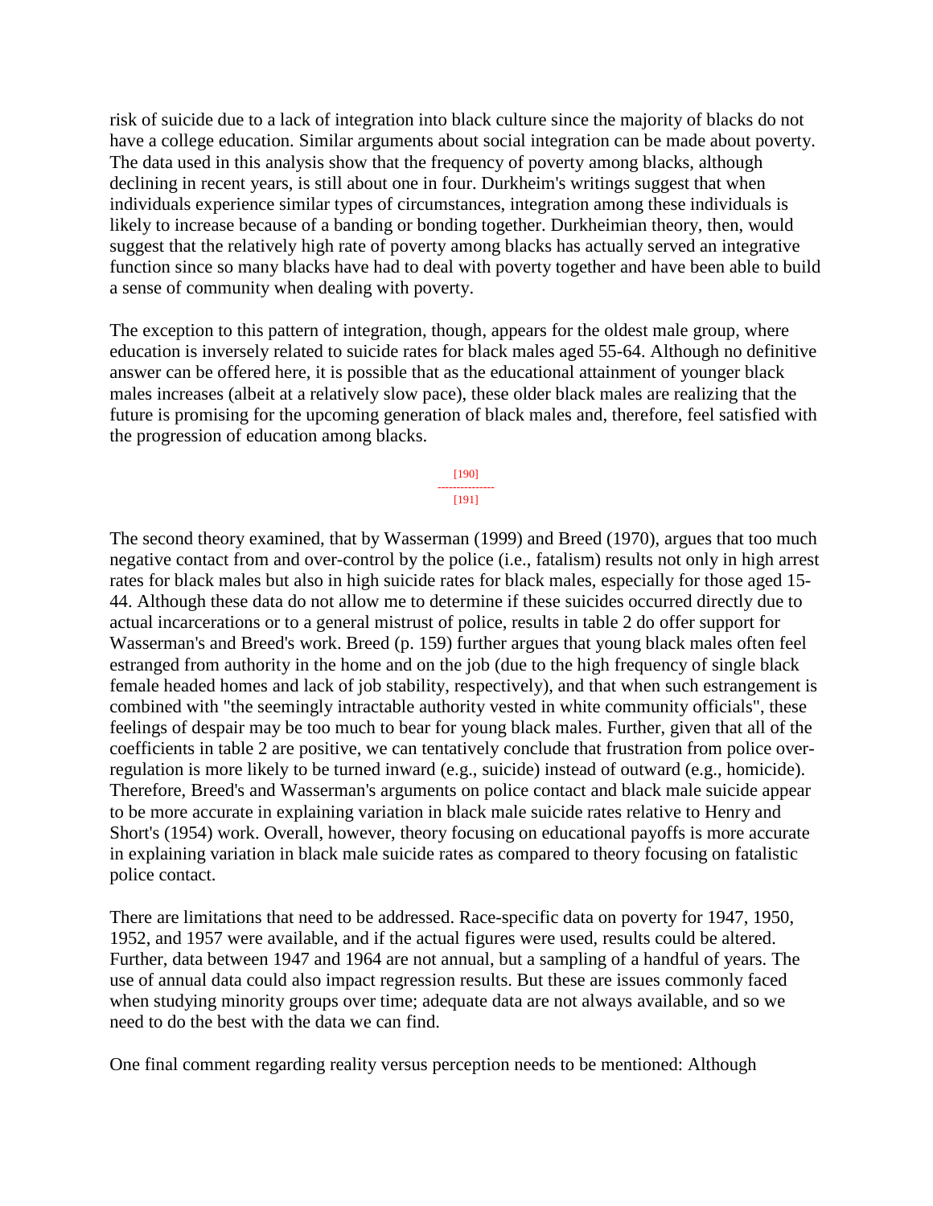risk of suicide due to a lack of integration into black culture since the majority of blacks do not have a college education. Similar arguments about social integration can be made about poverty. The data used in this analysis show that the frequency of poverty among blacks, although declining in recent years, is still about one in four. Durkheim's writings suggest that when individuals experience similar types of circumstances, integration among these individuals is likely to increase because of a banding or bonding together. Durkheimian theory, then, would suggest that the relatively high rate of poverty among blacks has actually served an integrative function since so many blacks have had to deal with poverty together and have been able to build a sense of community when dealing with poverty.

The exception to this pattern of integration, though, appears for the oldest male group, where education is inversely related to suicide rates for black males aged 55-64. Although no definitive answer can be offered here, it is possible that as the educational attainment of younger black males increases (albeit at a relatively slow pace), these older black males are realizing that the future is promising for the upcoming generation of black males and, therefore, feel satisfied with the progression of education among blacks.

The second theory examined, that by Wasserman (1999) and Breed (1970), argues that too much negative contact from and over-control by the police (i.e., fatalism) results not only in high arrest rates for black males but also in high suicide rates for black males, especially for those aged 15-44. Although these data do not allow me to determine if these suicides occurred directly due to actual incarcerations or to a general mistrust of police, results in table 2 do offer support for Wasserman's and Breed's work. Breed (p. 159) further argues that young black males often feel estranged from authority in the home and on the job (due to the high frequency of single black female headed homes and lack of job stability, respectively), and that when such estrangement is combined with "the seemingly intractable authority vested in white community officials", these feelings of despair may be too much to bear for young black males. Further, given that all of the coefficients in table 2 are positive, we can tentatively conclude that frustration from police over-regulation is more likely to be turned inward (e.g., suicide) instead of outward (e.g., homicide). Therefore, Breed's and Wasserman's arguments on police contact and black male suicide appear to be more accurate in explaining variation in black male suicide rates relative to Henry and Short's (1954) work. Overall, however, theory focusing on educational payoffs is more accurate in explaining variation in black male suicide rates as compared to theory focusing on fatalistic police contact.

There are limitations that need to be addressed. Race-specific data on poverty for 1947, 1950, 1952, and 1957 were available, and if the actual figures were used, results could be altered. Further, data between 1947 and 1964 are not annual, but a sampling of a handful of years. The use of annual data could also impact regression results. But these are issues commonly faced when studying minority groups over time; adequate data are not always available, and so we need to do the best with the data we can find.

One final comment regarding reality versus perception needs to be mentioned: Although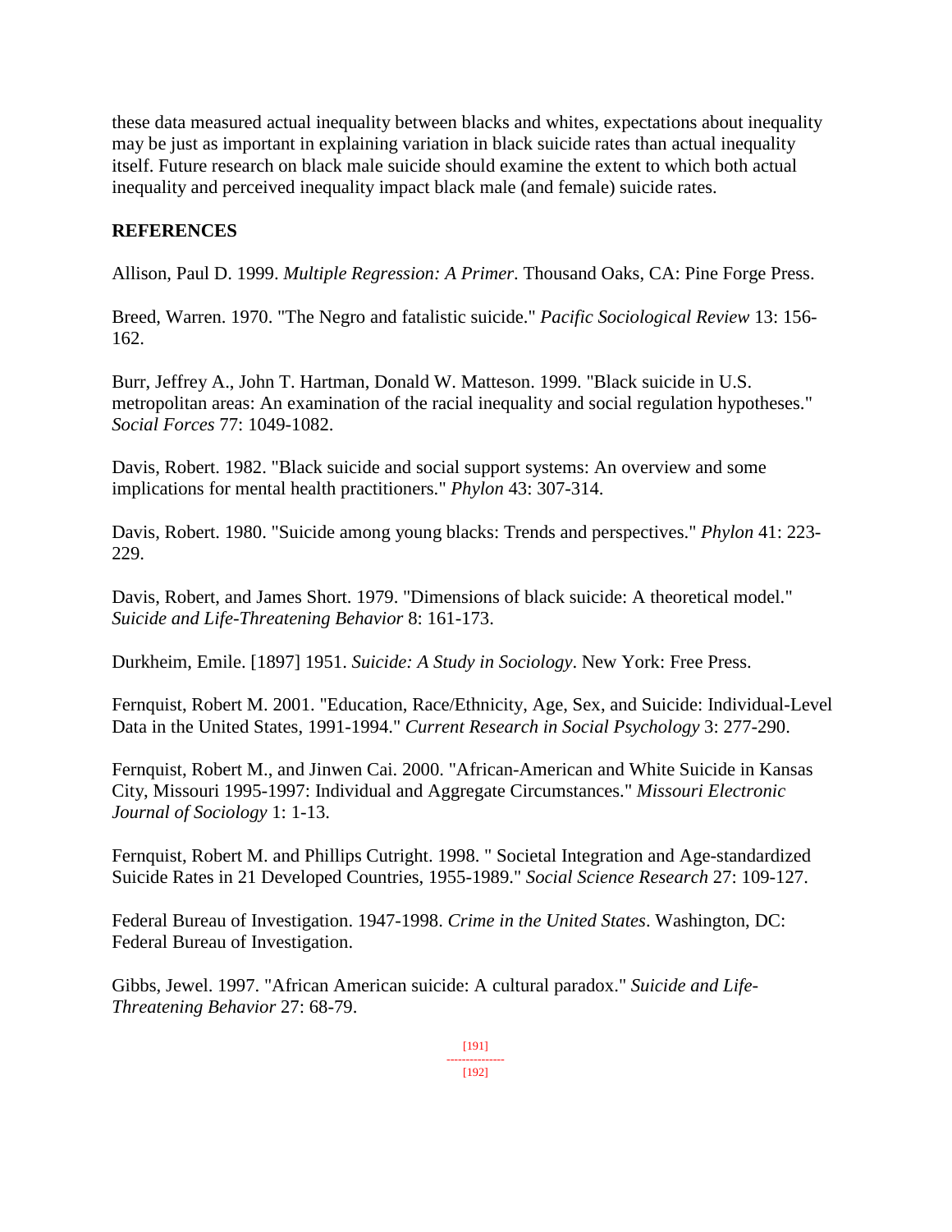these data measured actual inequality between blacks and whites, expectations about inequality may be just as important in explaining variation in black suicide rates than actual inequality itself. Future research on black male suicide should examine the extent to which both actual inequality and perceived inequality impact black male (and female) suicide rates.

## REFERENCES

Allison, Paul D. 1999. *Multiple Regression: A Primer.* Thousand Oaks, CA: Pine Forge Press.

Breed, Warren. 1970. "The Negro and fatalistic suicide." *Pacific Sociological Review* 13: 156-162.

Burr, Jeffrey A., John T. Hartman, Donald W. Matteson. 1999. "Black suicide in U.S. metropolitan areas: An examination of the racial inequality and social regulation hypotheses." *Social Forces* 77: 1049-1082.

Davis, Robert. 1982. "Black suicide and social support systems: An overview and some implications for mental health practitioners." *Phylon* 43: 307-314.

Davis, Robert. 1980. "Suicide among young blacks: Trends and perspectives." *Phylon* 41: 223-229.

Davis, Robert, and James Short. 1979. "Dimensions of black suicide: A theoretical model." *Suicide and Life-Threatening Behavior* 8: 161-173.

Durkheim, Emile. [1897] 1951. *Suicide: A Study in Sociology*. New York: Free Press.

Fernquist, Robert M. 2001. "Education, Race/Ethnicity, Age, Sex, and Suicide: Individual-Level Data in the United States, 1991-1994." *Current Research in Social Psychology* 3: 277-290.

Fernquist, Robert M., and Jinwen Cai. 2000. "African-American and White Suicide in Kansas City, Missouri 1995-1997: Individual and Aggregate Circumstances." *Missouri Electronic Journal of Sociology* 1: 1-13.

Fernquist, Robert M. and Phillips Cutright. 1998. " Societal Integration and Age-standardized Suicide Rates in 21 Developed Countries, 1955-1989." *Social Science Research* 27: 109-127.

Federal Bureau of Investigation. 1947-1998. *Crime in the United States*. Washington, DC: Federal Bureau of Investigation.

Gibbs, Jewel. 1997. "African American suicide: A cultural paradox." *Suicide and Life-Threatening Behavior* 27: 68-79.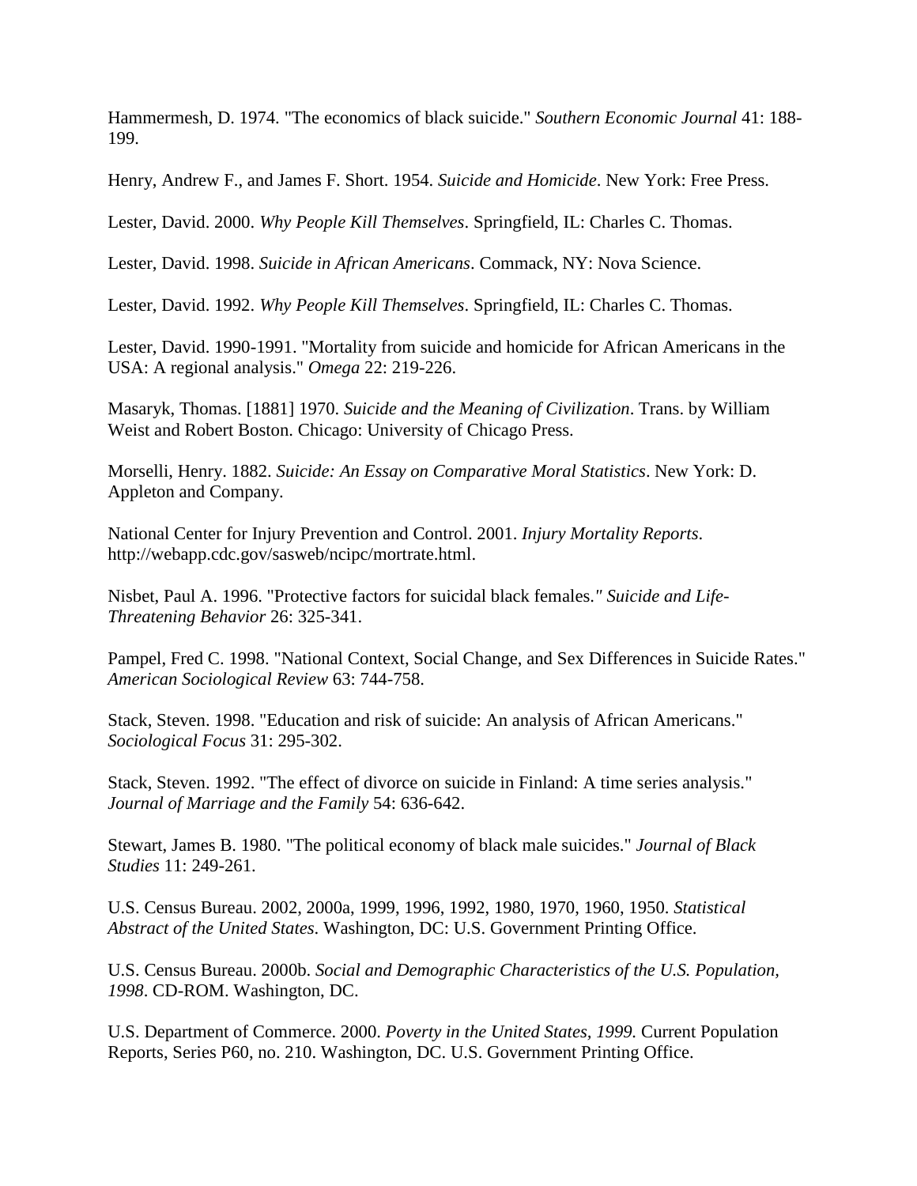Hammermesh, D. 1974. "The economics of black suicide." *Southern Economic Journal* 41: 188-199.

Henry, Andrew F., and James F. Short. 1954. *Suicide and Homicide*. New York: Free Press.

Lester, David. 2000. *Why People Kill Themselves*. Springfield, IL: Charles C. Thomas.

Lester, David. 1998. *Suicide in African Americans*. Commack, NY: Nova Science.

Lester, David. 1992. *Why People Kill Themselves*. Springfield, IL: Charles C. Thomas.

Lester, David. 1990-1991. "Mortality from suicide and homicide for African Americans in the USA: A regional analysis." *Omega* 22: 219-226.

Masaryk, Thomas. [1881] 1970. *Suicide and the Meaning of Civilization*. Trans. by William Weist and Robert Boston. Chicago: University of Chicago Press.

Morselli, Henry. 1882. *Suicide: An Essay on Comparative Moral Statistics*. New York: D. Appleton and Company.

National Center for Injury Prevention and Control. 2001. *Injury Mortality Reports*. http://webapp.cdc.gov/sasweb/ncipc/mortrate.html.

Nisbet, Paul A. 1996. "Protective factors for suicidal black females." *Suicide and Life-Threatening Behavior* 26: 325-341.

Pampel, Fred C. 1998. "National Context, Social Change, and Sex Differences in Suicide Rates." *American Sociological Review* 63: 744-758.

Stack, Steven. 1998. "Education and risk of suicide: An analysis of African Americans." *Sociological Focus* 31: 295-302.

Stack, Steven. 1992. "The effect of divorce on suicide in Finland: A time series analysis." *Journal of Marriage and the Family* 54: 636-642.

Stewart, James B. 1980. "The political economy of black male suicides." *Journal of Black Studies* 11: 249-261.

U.S. Census Bureau. 2002, 2000a, 1999, 1996, 1992, 1980, 1970, 1960, 1950. *Statistical Abstract of the United States*. Washington, DC: U.S. Government Printing Office.

U.S. Census Bureau. 2000b. *Social and Demographic Characteristics of the U.S. Population, 1998*. CD-ROM. Washington, DC.

U.S. Department of Commerce. 2000. *Poverty in the United States, 1999.* Current Population Reports, Series P60, no. 210. Washington, DC. U.S. Government Printing Office.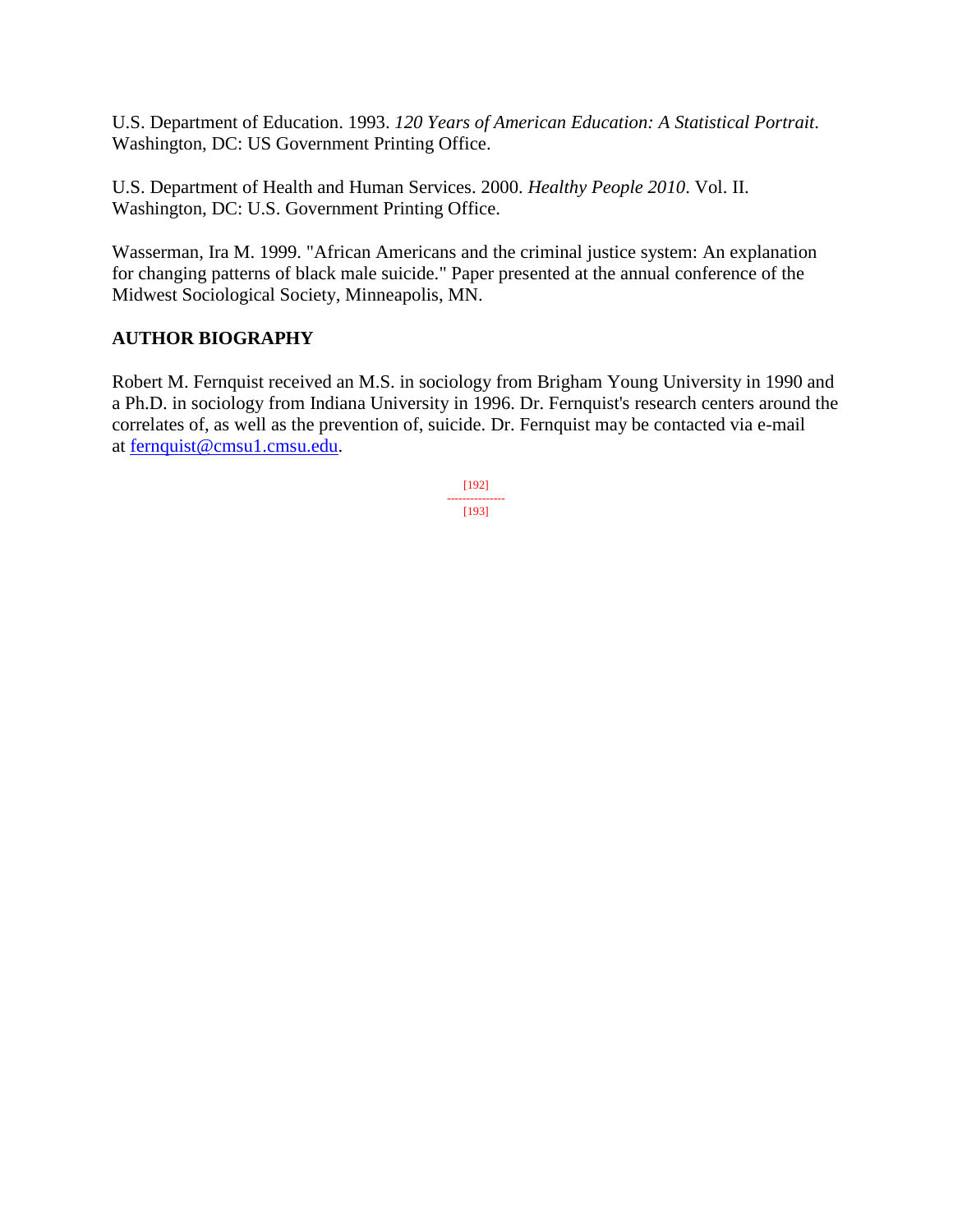U.S. Department of Education. 1993. *120 Years of American Education: A Statistical Portrait*. Washington, DC: US Government Printing Office.

U.S. Department of Health and Human Services. 2000. *Healthy People 2010*. Vol. II. Washington, DC: U.S. Government Printing Office.

Wasserman, Ira M. 1999. "African Americans and the criminal justice system: An explanation for changing patterns of black male suicide." Paper presented at the annual conference of the Midwest Sociological Society, Minneapolis, MN.

**AUTHOR BIOGRAPHY**

Robert M. Fernquist received an M.S. in sociology from Brigham Young University in 1990 and a Ph.D. in sociology from Indiana University in 1996. Dr. Fernquist's research centers around the correlates of, as well as the prevention of, suicide. Dr. Fernquist may be contacted via e-mail at fernquist@cmsu1.cmsu.edu.